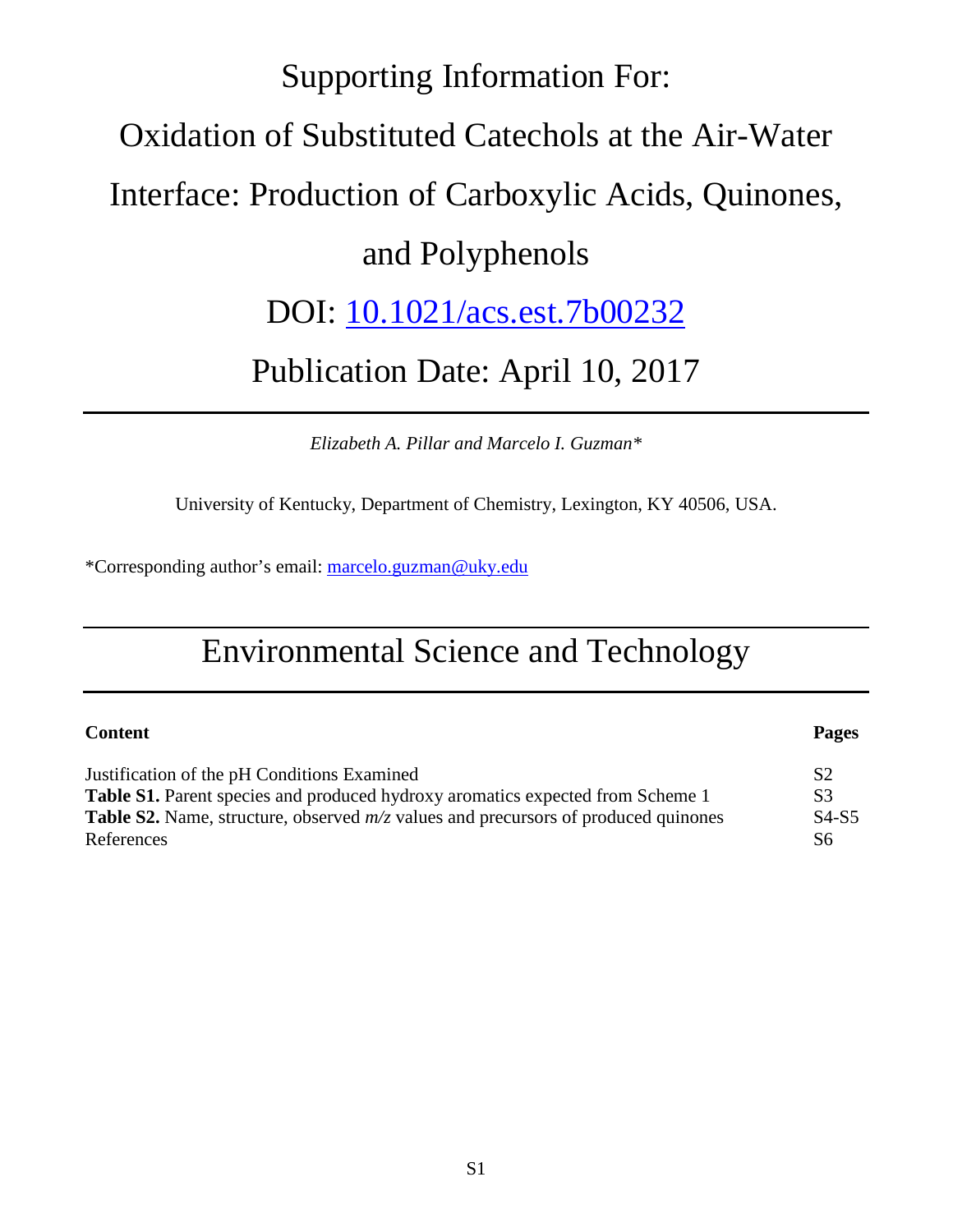# Supporting Information For:

# Oxidation of Substituted Catechols at the Air-Water Interface: Production of Carboxylic Acids, Quinones, and Polyphenols

## DOI: [10.1021/acs.est.7b00232](https://doi.org/10.1021/acs.est.7b00232)

## Publication Date: April 10, 2017

---

*Elizabeth A. Pillar and Marcelo I. Guzman\**

University of Kentucky, Department of Chemistry, Lexington, KY 40506, USA.

\*Corresponding author's email: [marcelo.guzman@uky.edu](mailto:marcelo.guzman@uky.edu)

---

## Environmental Science and Technology

---

| **Content** | **Pages** |
|---|---|
| Justification of the pH Conditions Examined | S2 |
| **Table S1.** Parent species and produced hydroxy aromatics expected from Scheme 1 | S3 |
| **Table S2.** Name, structure, observed *m/z* values and precursors of produced quinones | S4-S5 |
| References | S6 |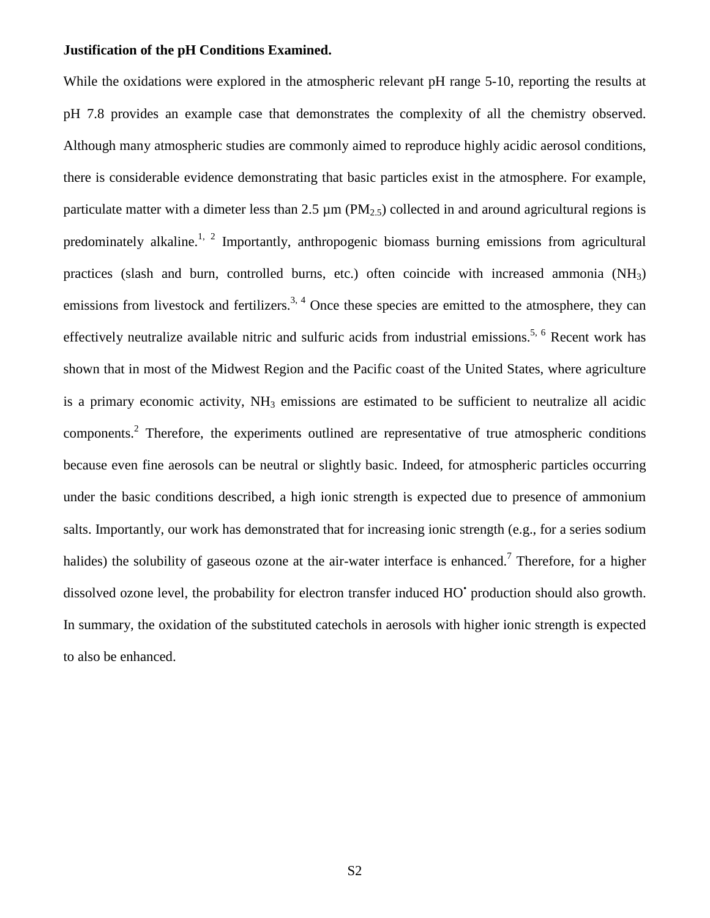**Justification of the pH Conditions Examined.**

While the oxidations were explored in the atmospheric relevant pH range 5-10, reporting the results at pH 7.8 provides an example case that demonstrates the complexity of all the chemistry observed. Although many atmospheric studies are commonly aimed to reproduce highly acidic aerosol conditions, there is considerable evidence demonstrating that basic particles exist in the atmosphere. For example, particulate matter with a dimeter less than 2.5 µm ($PM_{2.5}$) collected in and around agricultural regions is predominately alkaline.[1, 2] Importantly, anthropogenic biomass burning emissions from agricultural practices (slash and burn, controlled burns, etc.) often coincide with increased ammonia ($NH_3$) emissions from livestock and fertilizers.[3, 4] Once these species are emitted to the atmosphere, they can effectively neutralize available nitric and sulfuric acids from industrial emissions.[5, 6] Recent work has shown that in most of the Midwest Region and the Pacific coast of the United States, where agriculture is a primary economic activity, $NH_3$ emissions are estimated to be sufficient to neutralize all acidic components.[2] Therefore, the experiments outlined are representative of true atmospheric conditions because even fine aerosols can be neutral or slightly basic. Indeed, for atmospheric particles occurring under the basic conditions described, a high ionic strength is expected due to presence of ammonium salts. Importantly, our work has demonstrated that for increasing ionic strength (e.g., for a series sodium halides) the solubility of gaseous ozone at the air-water interface is enhanced.[7] Therefore, for a higher dissolved ozone level, the probability for electron transfer induced $HO^{\bullet}$ production should also growth. In summary, the oxidation of the substituted catechols in aerosols with higher ionic strength is expected to also be enhanced.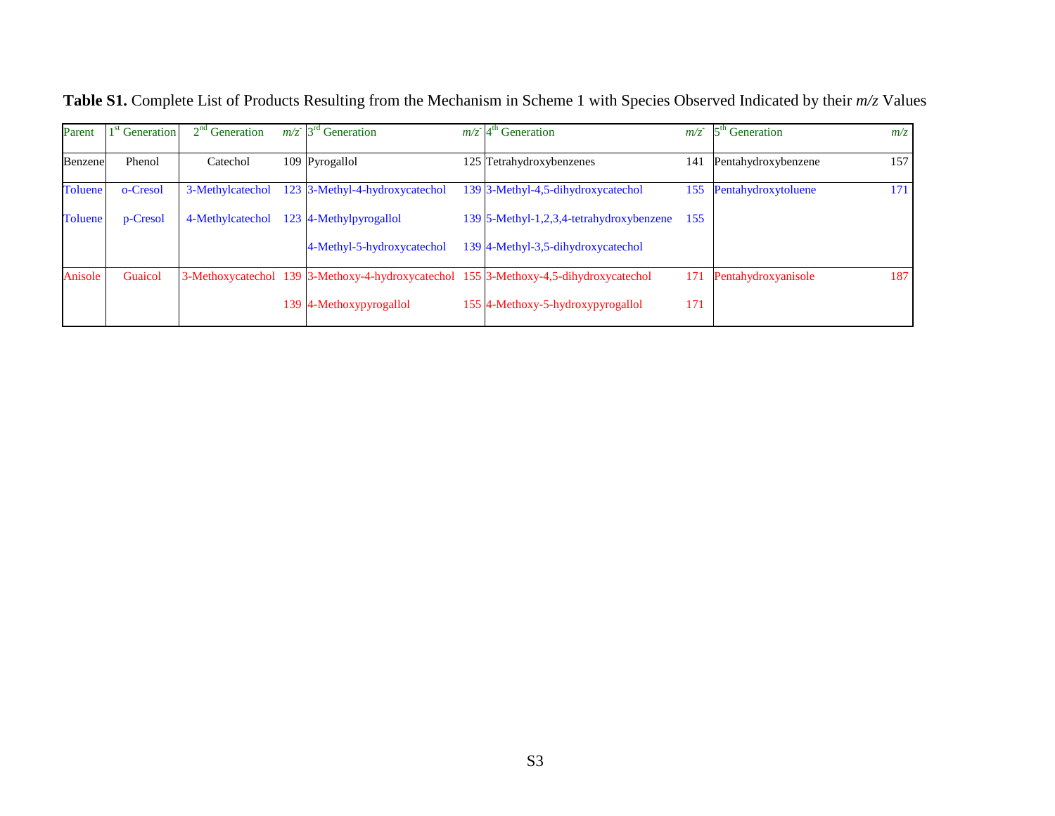**Table S1.** Complete List of Products Resulting from the Mechanism in Scheme 1 with Species Observed Indicated by their *m/z* Values

| Parent | 1[st] Generation | 2[nd] Generation | $m/z^-$ | 3[rd] Generation | $m/z^-$ | 4[th] Generation | $m/z^-$ | 5[th] Generation | $m/z$ |
|---|---|---|---|---|---|---|---|---|---|
| Benzene | Phenol | Catechol | 109 | Pyrogallol | 125 | Tetrahydroxybenzenes | 141 | Pentahydroxybenzene | 157 |
| Toluene | o-Cresol | 3-Methylcatechol | 123 | 3-Methyl-4-hydroxycatechol | 139 | 3-Methyl-4,5-dihydroxycatechol | 155 | Pentahydroxytoluene | 171 |
| Toluene | p-Cresol | 4-Methylcatechol | 123 | 4-Methylpyrogallol | 139 | 5-Methyl-1,2,3,4-tetrahydroxybenzene | 155 | | |
| | | | | 4-Methyl-5-hydroxycatechol | 139 | 4-Methyl-3,5-dihydroxycatechol | | | |
| Anisole | Guaicol | 3-Methoxycatechol | 139 | 3-Methoxy-4-hydroxycatechol | 155 | 3-Methoxy-4,5-dihydroxycatechol | 171 | Pentahydroxyanisole | 187 |
| | | | 139 | 4-Methoxypyrogallol | 155 | 4-Methoxy-5-hydroxypyrogallol | 171 | | |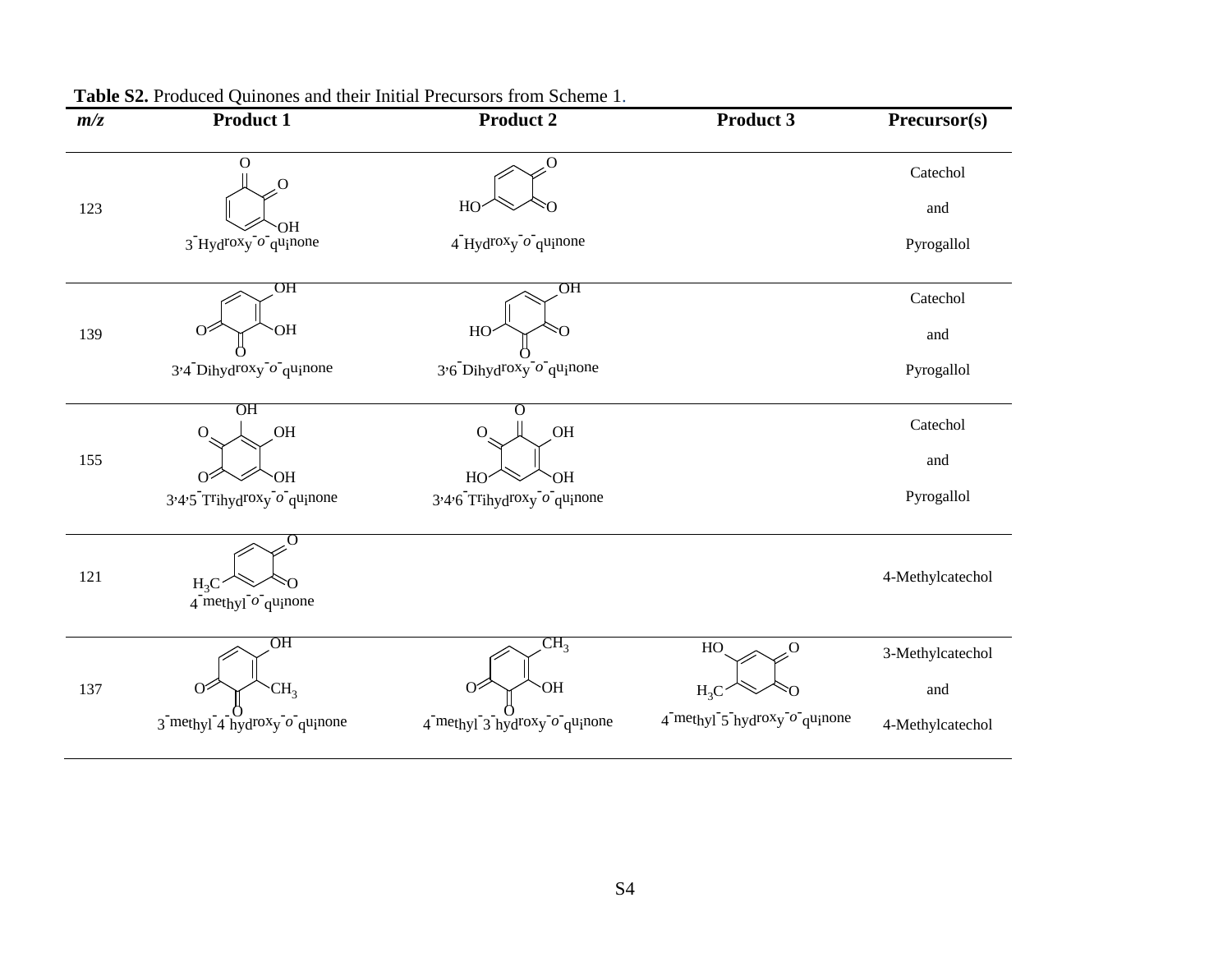**Table S2.** Produced Quinones and their Initial Precursors from Scheme 1.

| *m/z* | Product 1 | Product 2 | Product 3 | Precursor(s) |
|---|---|---|---|---|
| 123 | 3-Hydroxy-*o*-quinone | 4-Hydroxy-*o*-quinone | | Catechol and Pyrogallol |
| 139 | 3,4-Dihydroxy-*o*-quinone | 3,6-Dihydroxy-*o*-quinone | | Catechol and Pyrogallol |
| 155 | 3,4,5-Trihydroxy-*o*-quinone | 3,4,6-Trihydroxy-*o*-quinone | | Catechol and Pyrogallol |
| 121 | 4-methyl-*o*-quinone | | | 4-Methylcatechol |
| 137 | 3-methyl-4-hydroxy-*o*-quinone | 4-methyl-3-hydroxy-*o*-quinone | 4-methyl-5-hydroxy-*o*-quinone | 3-Methylcatechol and 4-Methylcatechol |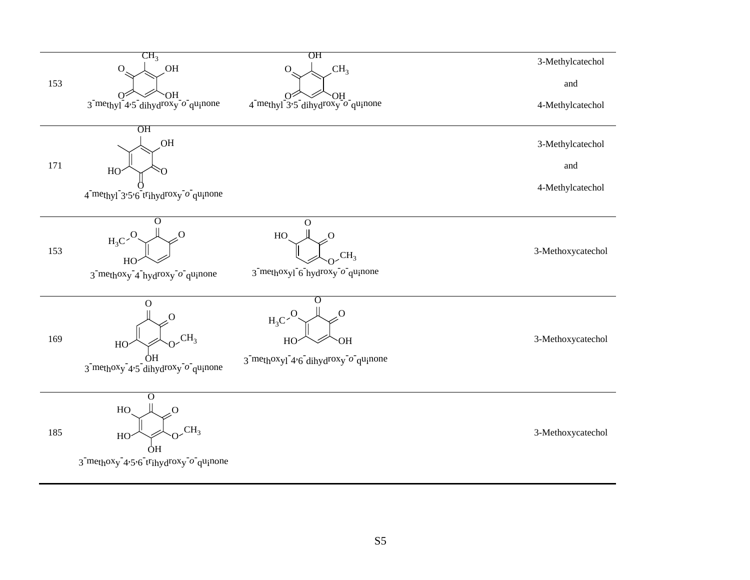| | | | |
|---|---|---|---|
| 153 | 3-methyl-4,5-dihydroxy-*o*-quinone | 4-methyl-3,5-dihydroxy-*o*-quinone | 3-Methylcatechol and 4-Methylcatechol |
| 171 | 4-methyl-3,5,6-trihydroxy-*o*-quinone | | 3-Methylcatechol and 4-Methylcatechol |
| 153 | 3-methoxy-4-hydroxy-*o*-quinone | 3-methoxyl-6-hydroxy-*o*-quinone | 3-Methoxycatechol |
| 169 | 3-methoxy-4,5-dihydroxy-*o*-quinone | 3-methoxyl-4,6-dihydroxy-*o*-quinone | 3-Methoxycatechol |
| 185 | 3-methoxy-4,5,6-trihydroxy-*o*-quinone | | 3-Methoxycatechol |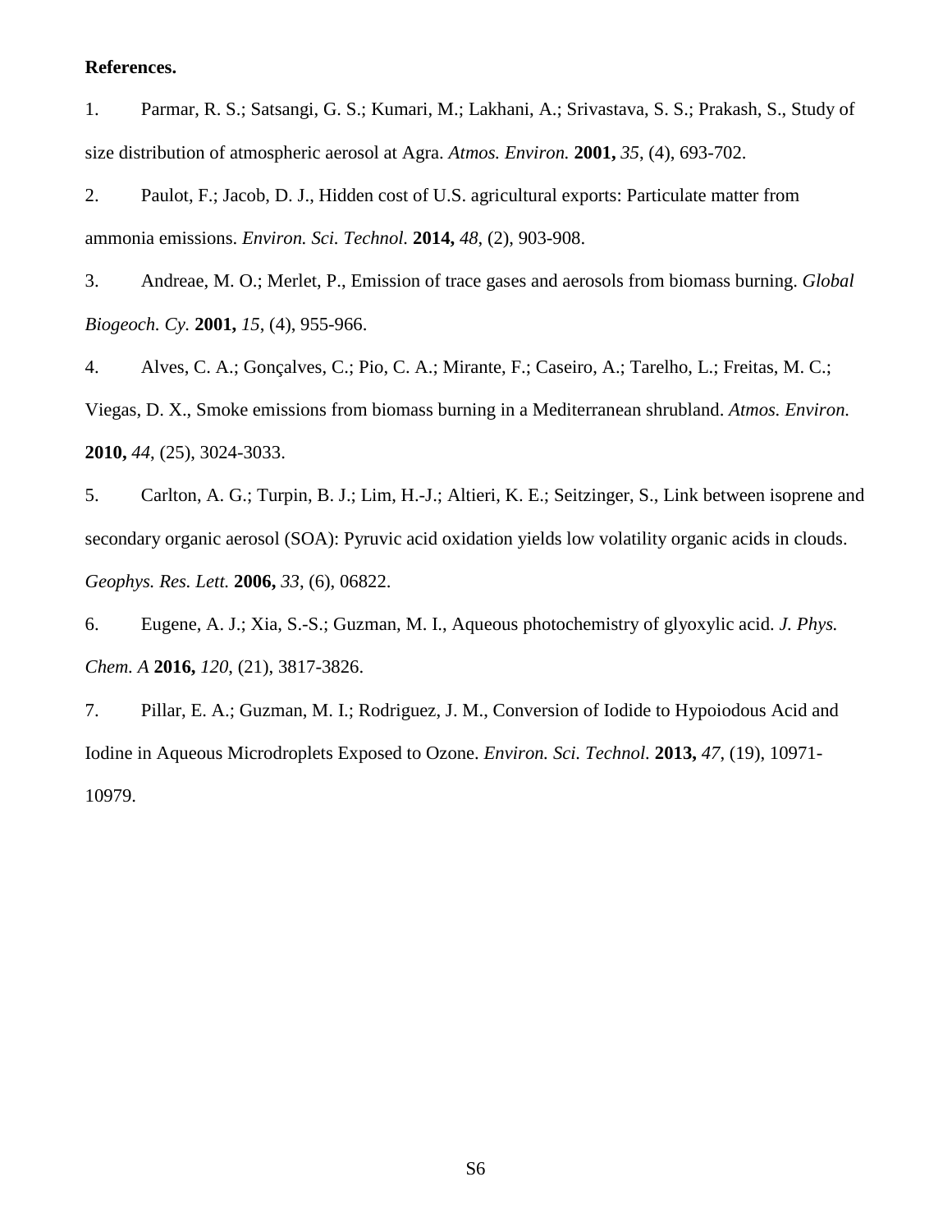**References.**

1. Parmar, R. S.; Satsangi, G. S.; Kumari, M.; Lakhani, A.; Srivastava, S. S.; Prakash, S., Study of size distribution of atmospheric aerosol at Agra. *Atmos. Environ.* **2001,** *35*, (4), 693-702.

2. Paulot, F.; Jacob, D. J., Hidden cost of U.S. agricultural exports: Particulate matter from ammonia emissions. *Environ. Sci. Technol.* **2014,** *48*, (2), 903-908.

3. Andreae, M. O.; Merlet, P., Emission of trace gases and aerosols from biomass burning. *Global Biogeoch. Cy.* **2001,** *15*, (4), 955-966.

4. Alves, C. A.; Gonçalves, C.; Pio, C. A.; Mirante, F.; Caseiro, A.; Tarelho, L.; Freitas, M. C.; Viegas, D. X., Smoke emissions from biomass burning in a Mediterranean shrubland. *Atmos. Environ.* **2010,** *44*, (25), 3024-3033.

5. Carlton, A. G.; Turpin, B. J.; Lim, H.-J.; Altieri, K. E.; Seitzinger, S., Link between isoprene and secondary organic aerosol (SOA): Pyruvic acid oxidation yields low volatility organic acids in clouds. *Geophys. Res. Lett.* **2006,** *33*, (6), 06822.

6. Eugene, A. J.; Xia, S.-S.; Guzman, M. I., Aqueous photochemistry of glyoxylic acid. *J. Phys. Chem. A* **2016,** *120*, (21), 3817-3826.

7. Pillar, E. A.; Guzman, M. I.; Rodriguez, J. M., Conversion of Iodide to Hypoiodous Acid and Iodine in Aqueous Microdroplets Exposed to Ozone. *Environ. Sci. Technol.* **2013,** *47*, (19), 10971-10979.